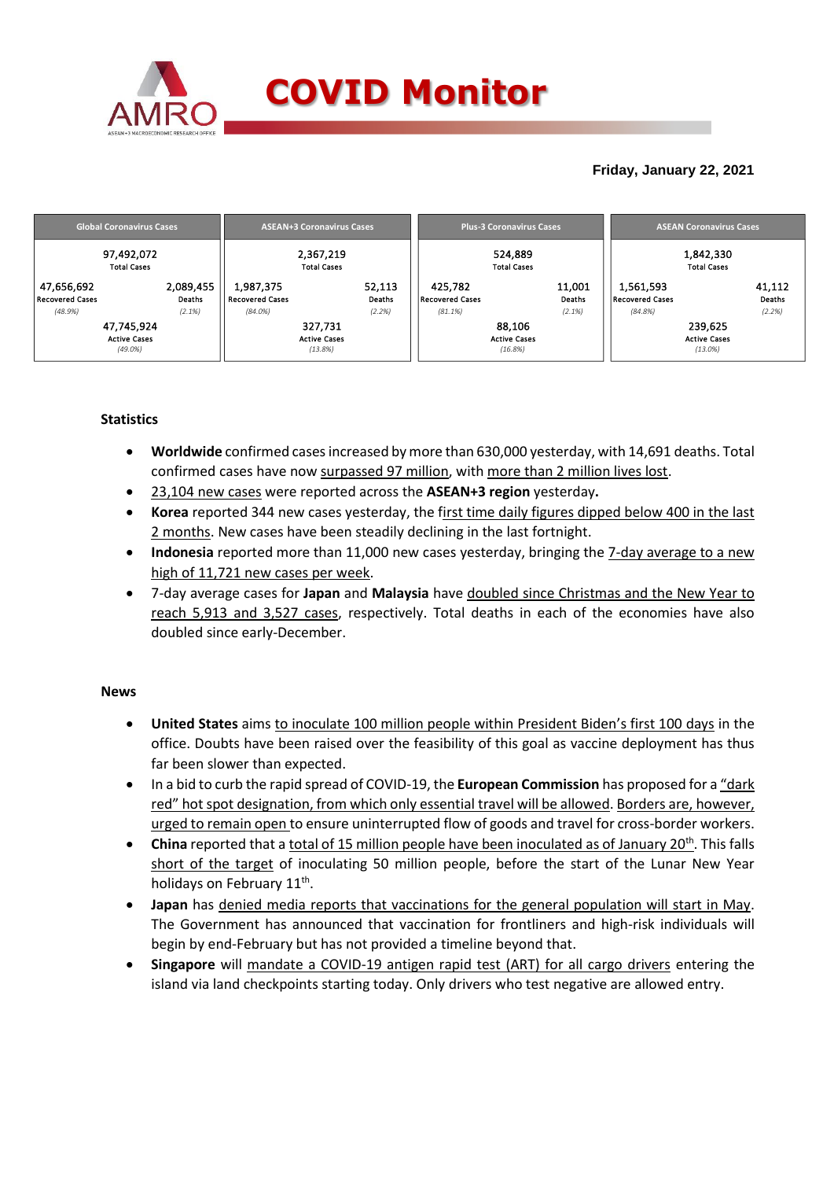# COVID Monitor

**Friday, January 22, 2021**

| Global Coronavirus Cases | | ASEAN+3 Coronavirus Cases | | Plus-3 Coronavirus Cases | | ASEAN Coronavirus Cases | |
|---|---|---|---|---|---|---|---|
| 97,492,072 Total Cases | | 2,367,219 Total Cases | | 524,889 Total Cases | | 1,842,330 Total Cases | |
| 47,656,692 Recovered Cases *(48.9%)* | 2,089,455 Deaths *(2.1%)* | 1,987,375 Recovered Cases *(84.0%)* | 52,113 Deaths *(2.2%)* | 425,782 Recovered Cases *(81.1%)* | 11,001 Deaths *(2.1%)* | 1,561,593 Recovered Cases *(84.8%)* | 41,112 Deaths *(2.2%)* |
| 47,745,924 Active Cases *(49.0%)* | | 327,731 Active Cases *(13.8%)* | | 88,106 Active Cases *(16.8%)* | | 239,625 Active Cases *(13.0%)* | |

## Statistics

- **Worldwide** confirmed cases increased by more than 630,000 yesterday, with 14,691 deaths. Total confirmed cases have now surpassed 97 million, with more than 2 million lives lost.
- 23,104 new cases were reported across the **ASEAN+3 region** yesterday**.**
- **Korea** reported 344 new cases yesterday, the first time daily figures dipped below 400 in the last 2 months. New cases have been steadily declining in the last fortnight.
- **Indonesia** reported more than 11,000 new cases yesterday, bringing the 7-day average to a new high of 11,721 new cases per week.
- 7-day average cases for **Japan** and **Malaysia** have doubled since Christmas and the New Year to reach 5,913 and 3,527 cases, respectively. Total deaths in each of the economies have also doubled since early-December.

## News

- **United States** aims to inoculate 100 million people within President Biden's first 100 days in the office. Doubts have been raised over the feasibility of this goal as vaccine deployment has thus far been slower than expected.
- In a bid to curb the rapid spread of COVID-19, the **European Commission** has proposed for a "dark red" hot spot designation, from which only essential travel will be allowed. Borders are, however, urged to remain open to ensure uninterrupted flow of goods and travel for cross-border workers.
- **China** reported that a total of 15 million people have been inoculated as of January 20th. This falls short of the target of inoculating 50 million people, before the start of the Lunar New Year holidays on February 11th.
- **Japan** has denied media reports that vaccinations for the general population will start in May. The Government has announced that vaccination for frontliners and high-risk individuals will begin by end-February but has not provided a timeline beyond that.
- **Singapore** will mandate a COVID-19 antigen rapid test (ART) for all cargo drivers entering the island via land checkpoints starting today. Only drivers who test negative are allowed entry.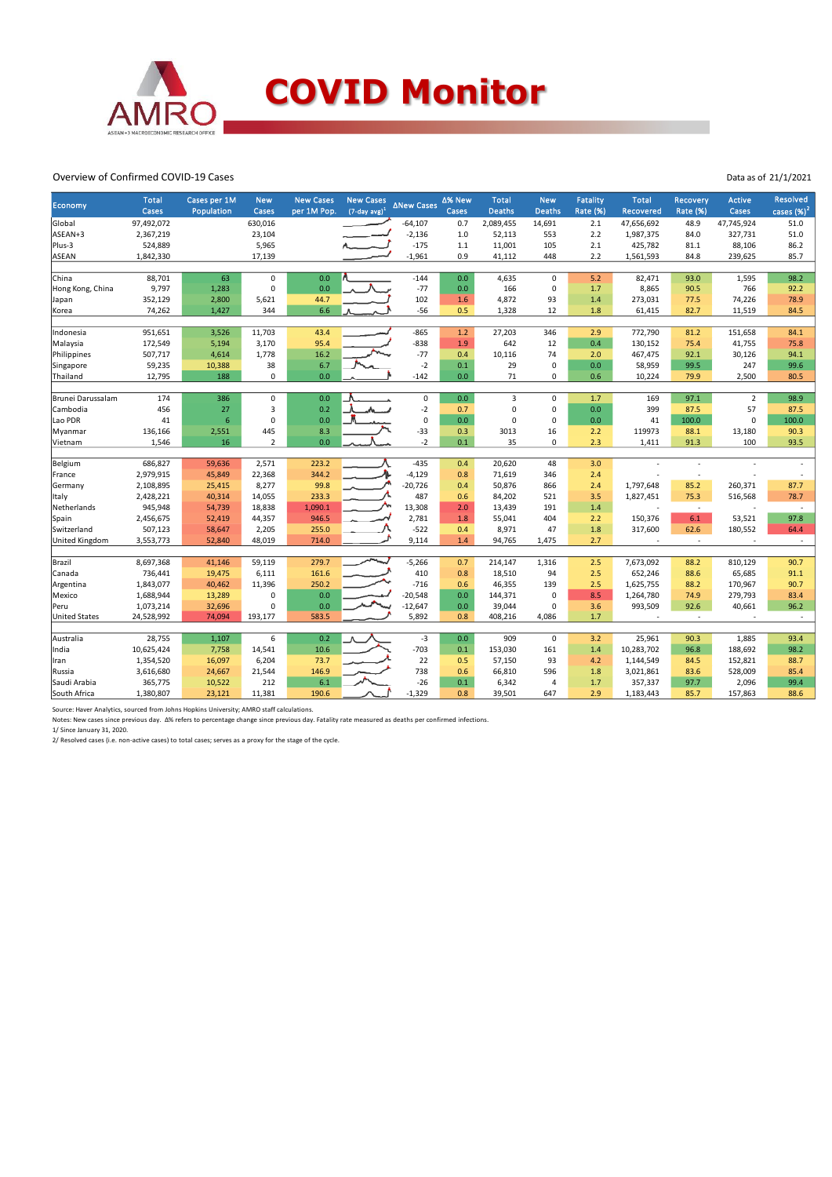# COVID Monitor

Overview of Confirmed COVID-19 Cases

Data as of 21/1/2021

| Economy | Total Cases | Cases per 1M Population | New Cases | New Cases per 1M Pop. | New Cases (7-day avg)[1] | ΔNew Cases | Δ% New Cases | Total Deaths | New Deaths | Fatality Rate (%) | Total Recovered | Recovery Rate (%) | Active Cases | Resolved cases (%)[2] |
|---|---|---|---|---|---|---|---|---|---|---|---|---|---|---|
| Global | 97,492,072 | | 630,016 | | | -64,107 | 0.7 | 2,089,455 | 14,691 | 2.1 | 47,656,692 | 48.9 | 47,745,924 | 51.0 |
| ASEAN+3 | 2,367,219 | | 23,104 | | | -2,136 | 1.0 | 52,113 | 553 | 2.2 | 1,987,375 | 84.0 | 327,731 | 51.0 |
| Plus-3 | 524,889 | | 5,965 | | | -175 | 1.1 | 11,001 | 105 | 2.1 | 425,782 | 81.1 | 88,106 | 86.2 |
| ASEAN | 1,842,330 | | 17,139 | | | -1,961 | 0.9 | 41,112 | 448 | 2.2 | 1,561,593 | 84.8 | 239,625 | 85.7 |
| | | | | | | | | | | | | | | |
| China | 88,701 | 63 | 0 | 0.0 | | -144 | 0.0 | 4,635 | 0 | 5.2 | 82,471 | 93.0 | 1,595 | 98.2 |
| Hong Kong, China | 9,797 | 1,283 | 0 | 0.0 | | -77 | 0.0 | 166 | 0 | 1.7 | 8,865 | 90.5 | 766 | 92.2 |
| Japan | 352,129 | 2,800 | 5,621 | 44.7 | | 102 | 1.6 | 4,872 | 93 | 1.4 | 273,031 | 77.5 | 74,226 | 78.9 |
| Korea | 74,262 | 1,427 | 344 | 6.6 | | -56 | 0.5 | 1,328 | 12 | 1.8 | 61,415 | 82.7 | 11,519 | 84.5 |
| | | | | | | | | | | | | | | |
| Indonesia | 951,651 | 3,526 | 11,703 | 43.4 | | -865 | 1.2 | 27,203 | 346 | 2.9 | 772,790 | 81.2 | 151,658 | 84.1 |
| Malaysia | 172,549 | 5,194 | 3,170 | 95.4 | | -838 | 1.9 | 642 | 12 | 0.4 | 130,152 | 75.4 | 41,755 | 75.8 |
| Philippines | 507,717 | 4,614 | 1,778 | 16.2 | | -77 | 0.4 | 10,116 | 74 | 2.0 | 467,475 | 92.1 | 30,126 | 94.1 |
| Singapore | 59,235 | 10,388 | 38 | 6.7 | | -2 | 0.1 | 29 | 0 | 0.0 | 58,959 | 99.5 | 247 | 99.6 |
| Thailand | 12,795 | 188 | 0 | 0.0 | | -142 | 0.0 | 71 | 0 | 0.6 | 10,224 | 79.9 | 2,500 | 80.5 |
| | | | | | | | | | | | | | | |
| Brunei Darussalam | 174 | 386 | 0 | 0.0 | | 0 | 0.0 | 3 | 0 | 1.7 | 169 | 97.1 | 2 | 98.9 |
| Cambodia | 456 | 27 | 3 | 0.2 | | -2 | 0.7 | 0 | 0 | 0.0 | 399 | 87.5 | 57 | 87.5 |
| Lao PDR | 41 | 6 | 0 | 0.0 | | 0 | 0.0 | 0 | 0 | 0.0 | 41 | 100.0 | 0 | 100.0 |
| Myanmar | 136,166 | 2,551 | 445 | 8.3 | | -33 | 0.3 | 3013 | 16 | 2.2 | 119973 | 88.1 | 13,180 | 90.3 |
| Vietnam | 1,546 | 16 | 2 | 0.0 | | -2 | 0.1 | 35 | 0 | 2.3 | 1,411 | 91.3 | 100 | 93.5 |
| | | | | | | | | | | | | | | |
| Belgium | 686,827 | 59,636 | 2,571 | 223.2 | | -435 | 0.4 | 20,620 | 48 | 3.0 | - | - | - | - |
| France | 2,979,915 | 45,849 | 22,368 | 344.2 | | -4,129 | 0.8 | 71,619 | 346 | 2.4 | - | - | - | - |
| Germany | 2,108,895 | 25,415 | 8,277 | 99.8 | | -20,726 | 0.4 | 50,876 | 866 | 2.4 | 1,797,648 | 85.2 | 260,371 | 87.7 |
| Italy | 2,428,221 | 40,314 | 14,055 | 233.3 | | 487 | 0.6 | 84,202 | 521 | 3.5 | 1,827,451 | 75.3 | 516,568 | 78.7 |
| Netherlands | 945,948 | 54,739 | 18,838 | 1,090.1 | | 13,308 | 2.0 | 13,439 | 191 | 1.4 | - | - | - | - |
| Spain | 2,456,675 | 52,419 | 44,357 | 946.5 | | 2,781 | 1.8 | 55,041 | 404 | 2.2 | 150,376 | 6.1 | 53,521 | 97.8 |
| Switzerland | 507,123 | 58,647 | 2,205 | 255.0 | | -522 | 0.4 | 8,971 | 47 | 1.8 | 317,600 | 62.6 | 180,552 | 64.4 |
| United Kingdom | 3,553,773 | 52,840 | 48,019 | 714.0 | | 9,114 | 1.4 | 94,765 | 1,475 | 2.7 | - | - | - | - |
| | | | | | | | | | | | | | | |
| Brazil | 8,697,368 | 41,146 | 59,119 | 279.7 | | -5,266 | 0.7 | 214,147 | 1,316 | 2.5 | 7,673,092 | 88.2 | 810,129 | 90.7 |
| Canada | 736,441 | 19,475 | 6,111 | 161.6 | | 410 | 0.8 | 18,510 | 94 | 2.5 | 652,246 | 88.6 | 65,685 | 91.1 |
| Argentina | 1,843,077 | 40,462 | 11,396 | 250.2 | | -716 | 0.6 | 46,355 | 139 | 2.5 | 1,625,755 | 88.2 | 170,967 | 90.7 |
| Mexico | 1,688,944 | 13,289 | 0 | 0.0 | | -20,548 | 0.0 | 144,371 | 0 | 8.5 | 1,264,780 | 74.9 | 279,793 | 83.4 |
| Peru | 1,073,214 | 32,696 | 0 | 0.0 | | -12,647 | 0.0 | 39,044 | 0 | 3.6 | 993,509 | 92.6 | 40,661 | 96.2 |
| United States | 24,528,992 | 74,094 | 193,177 | 583.5 | | 5,892 | 0.8 | 408,216 | 4,086 | 1.7 | - | - | - | - |
| | | | | | | | | | | | | | | |
| Australia | 28,755 | 1,107 | 6 | 0.2 | | -3 | 0.0 | 909 | 0 | 3.2 | 25,961 | 90.3 | 1,885 | 93.4 |
| India | 10,625,424 | 7,758 | 14,541 | 10.6 | | -703 | 0.1 | 153,030 | 161 | 1.4 | 10,283,702 | 96.8 | 188,692 | 98.2 |
| Iran | 1,354,520 | 16,097 | 6,204 | 73.7 | | 22 | 0.5 | 57,150 | 93 | 4.2 | 1,144,549 | 84.5 | 152,821 | 88.7 |
| Russia | 3,616,680 | 24,667 | 21,544 | 146.9 | | 738 | 0.6 | 66,810 | 596 | 1.8 | 3,021,861 | 83.6 | 528,009 | 85.4 |
| Saudi Arabia | 365,775 | 10,522 | 212 | 6.1 | | -26 | 0.1 | 6,342 | 4 | 1.7 | 357,337 | 97.7 | 2,096 | 99.4 |
| South Africa | 1,380,807 | 23,121 | 11,381 | 190.6 | | -1,329 | 0.8 | 39,501 | 647 | 2.9 | 1,183,443 | 85.7 | 157,863 | 88.6 |

Source: Haver Analytics, sourced from Johns Hopkins University; AMRO staff calculations.

Notes: New cases since previous day. Δ% refers to percentage change since previous day. Fatality rate measured as deaths per confirmed infections.

1/ Since January 31, 2020.

2/ Resolved cases (i.e. non-active cases) to total cases; serves as a proxy for the stage of the cycle.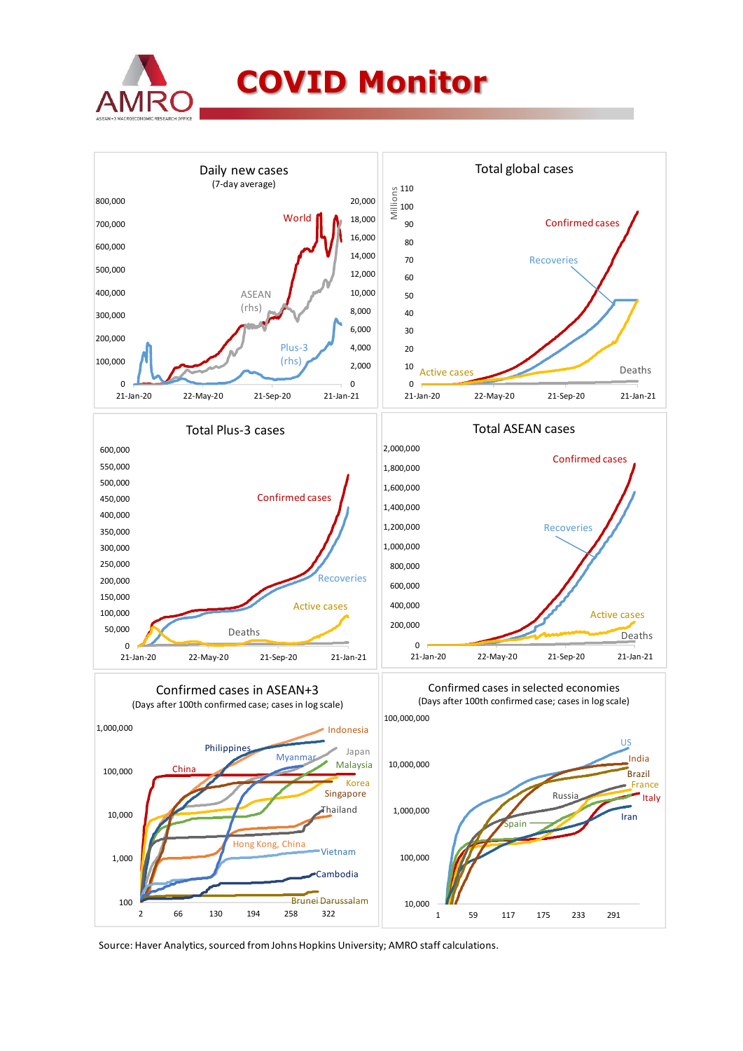# COVID Monitor

AMRO

ASEAN+3 MACROECONOMIC RESEARCH OFFICE

Daily new cases
(7-day average)

800,000
700,000
600,000
500,000
400,000
300,000
200,000
100,000
0

20,000
18,000
16,000
14,000
12,000
10,000
8,000
6,000
4,000
2,000
0

World
ASEAN
(rhs)
Plus-3
(rhs)

21-Jan-20 22-May-20 21-Sep-20 21-Jan-21

Total global cases

Millions
110
100
90
80
70
60
50
40
30
20
10
0

Confirmed cases
Recoveries
Active cases
Deaths

21-Jan-20 22-May-20 21-Sep-20 21-Jan-21

Total Plus-3 cases

600,000
550,000
500,000
450,000
400,000
350,000
300,000
250,000
200,000
150,000
100,000
50,000
0

Confirmed cases
Recoveries
Active cases
Deaths

21-Jan-20 22-May-20 21-Sep-20 21-Jan-21

Total ASEAN cases

2,000,000
1,800,000
1,600,000
1,400,000
1,200,000
1,000,000
800,000
600,000
400,000
200,000
0

Confirmed cases
Recoveries
Active cases
Deaths

21-Jan-20 22-May-20 21-Sep-20 21-Jan-21

Confirmed cases in ASEAN+3
(Days after 100th confirmed case; cases in log scale)

1,000,000
100,000
10,000
1,000
100

Indonesia
Philippines
Japan
Myanmar
Malaysia
China
Korea
Singapore
Thailand
Hong Kong, China
Vietnam
Cambodia
Brunei Darussalam

2 66 130 194 258 322

Confirmed cases in selected economies
(Days after 100th confirmed case; cases in log scale)

100,000,000
10,000,000
1,000,000
100,000
10,000

US
India
Brazil
France
Russia
Italy
Spain
Iran

1 59 117 175 233 291

Source: Haver Analytics, sourced from Johns Hopkins University; AMRO staff calculations.